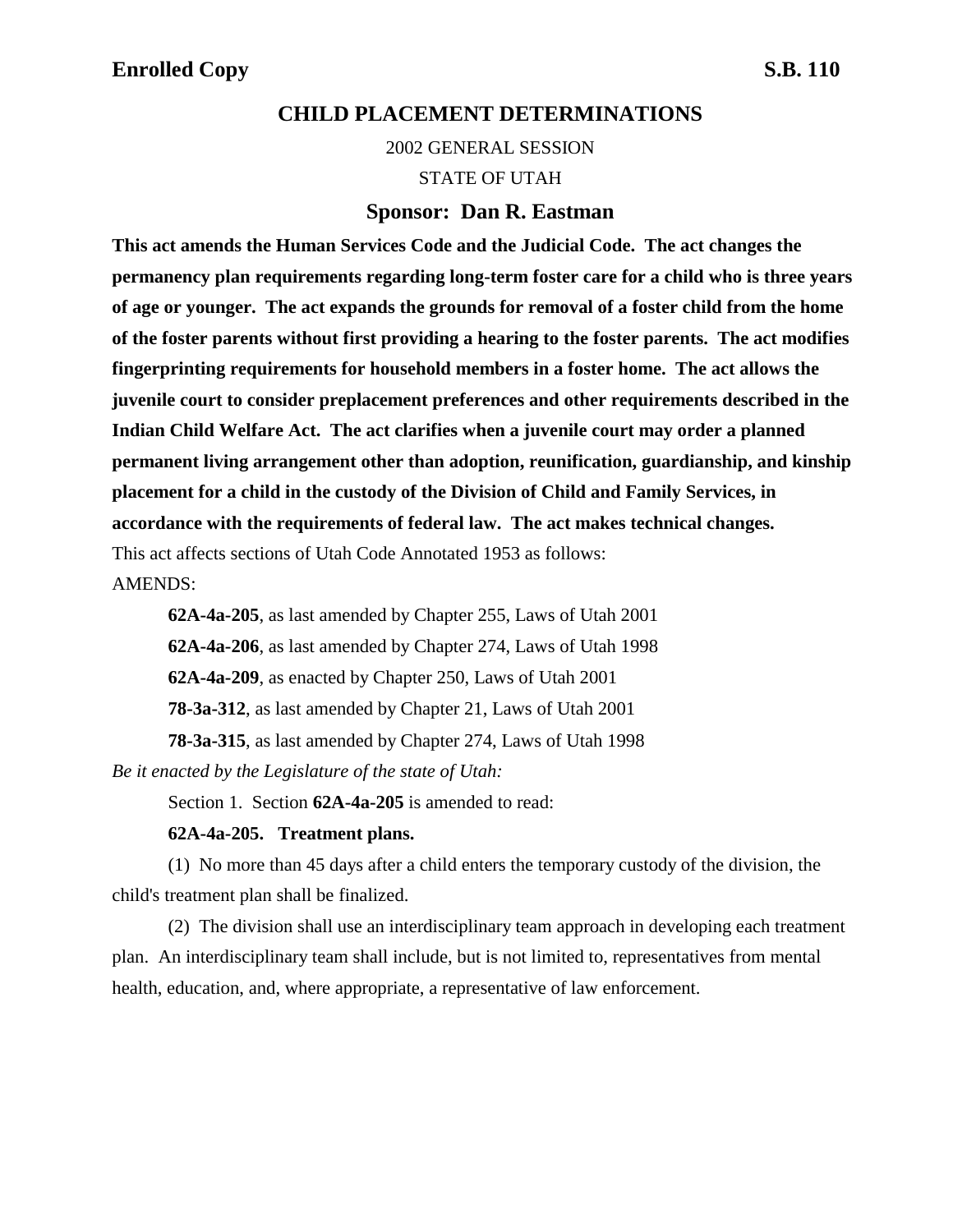**Enrolled Copy** **S.B. 110**

# CHILD PLACEMENT DETERMINATIONS

2002 GENERAL SESSION

STATE OF UTAH

## Sponsor: Dan R. Eastman

**This act amends the Human Services Code and the Judicial Code. The act changes the permanency plan requirements regarding long-term foster care for a child who is three years of age or younger. The act expands the grounds for removal of a foster child from the home of the foster parents without first providing a hearing to the foster parents. The act modifies fingerprinting requirements for household members in a foster home. The act allows the juvenile court to consider preplacement preferences and other requirements described in the Indian Child Welfare Act. The act clarifies when a juvenile court may order a planned permanent living arrangement other than adoption, reunification, guardianship, and kinship placement for a child in the custody of the Division of Child and Family Services, in accordance with the requirements of federal law. The act makes technical changes.**

This act affects sections of Utah Code Annotated 1953 as follows:

AMENDS:

**62A-4a-205**, as last amended by Chapter 255, Laws of Utah 2001

**62A-4a-206**, as last amended by Chapter 274, Laws of Utah 1998

**62A-4a-209**, as enacted by Chapter 250, Laws of Utah 2001

**78-3a-312**, as last amended by Chapter 21, Laws of Utah 2001

**78-3a-315**, as last amended by Chapter 274, Laws of Utah 1998

*Be it enacted by the Legislature of the state of Utah:*

Section 1. Section **62A-4a-205** is amended to read:

**62A-4a-205. Treatment plans.**

(1) No more than 45 days after a child enters the temporary custody of the division, the child's treatment plan shall be finalized.

(2) The division shall use an interdisciplinary team approach in developing each treatment plan. An interdisciplinary team shall include, but is not limited to, representatives from mental health, education, and, where appropriate, a representative of law enforcement.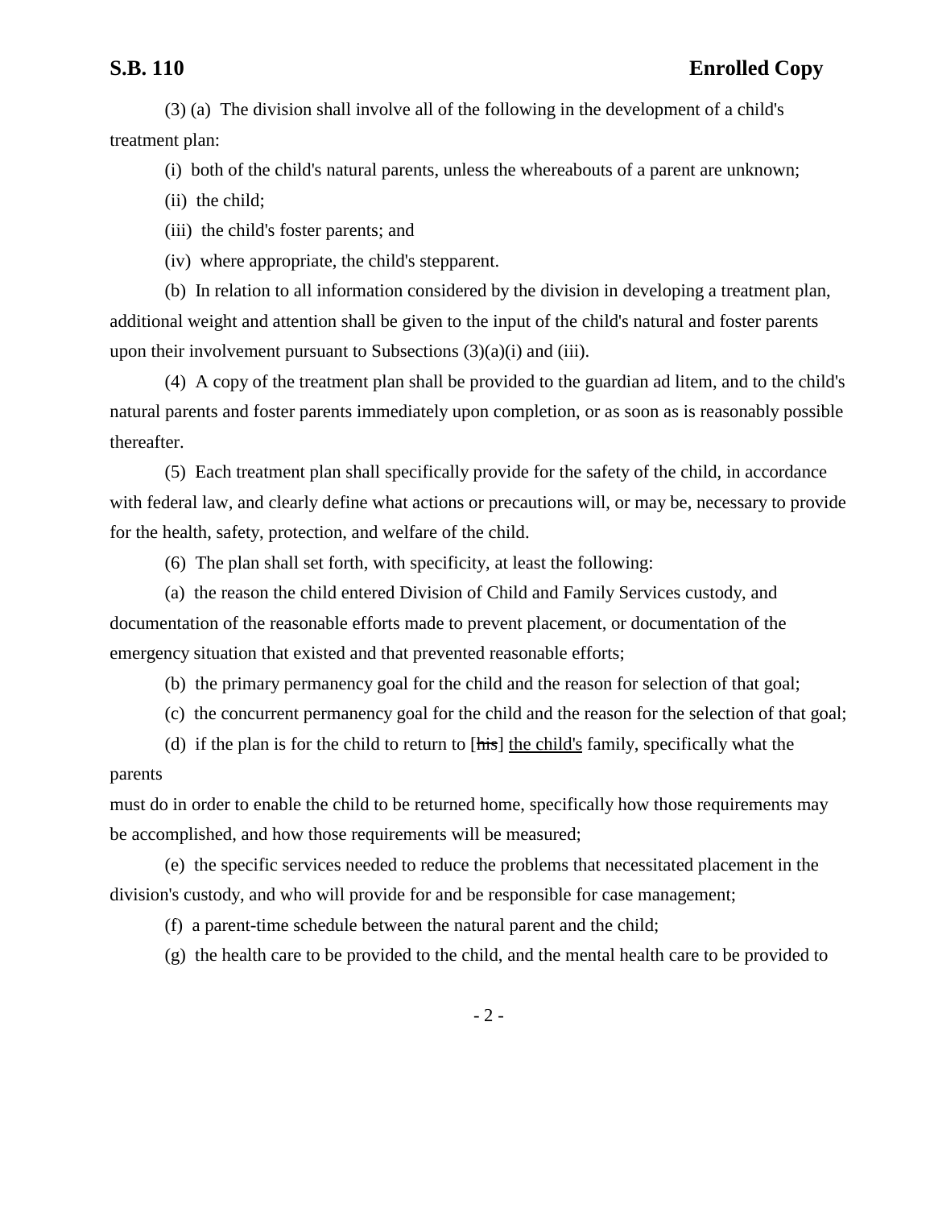(3) (a) The division shall involve all of the following in the development of a child's treatment plan:

(i) both of the child's natural parents, unless the whereabouts of a parent are unknown;

(ii) the child;

(iii) the child's foster parents; and

(iv) where appropriate, the child's stepparent.

(b) In relation to all information considered by the division in developing a treatment plan, additional weight and attention shall be given to the input of the child's natural and foster parents upon their involvement pursuant to Subsections (3)(a)(i) and (iii).

(4) A copy of the treatment plan shall be provided to the guardian ad litem, and to the child's natural parents and foster parents immediately upon completion, or as soon as is reasonably possible thereafter.

(5) Each treatment plan shall specifically provide for the safety of the child, in accordance with federal law, and clearly define what actions or precautions will, or may be, necessary to provide for the health, safety, protection, and welfare of the child.

(6) The plan shall set forth, with specificity, at least the following:

(a) the reason the child entered Division of Child and Family Services custody, and documentation of the reasonable efforts made to prevent placement, or documentation of the emergency situation that existed and that prevented reasonable efforts;

(b) the primary permanency goal for the child and the reason for selection of that goal;

(c) the concurrent permanency goal for the child and the reason for the selection of that goal;

(d) if the plan is for the child to return to [~~his~~] <u>the child's</u> family, specifically what the parents must do in order to enable the child to be returned home, specifically how those requirements may be accomplished, and how those requirements will be measured;

(e) the specific services needed to reduce the problems that necessitated placement in the division's custody, and who will provide for and be responsible for case management;

(f) a parent-time schedule between the natural parent and the child;

(g) the health care to be provided to the child, and the mental health care to be provided to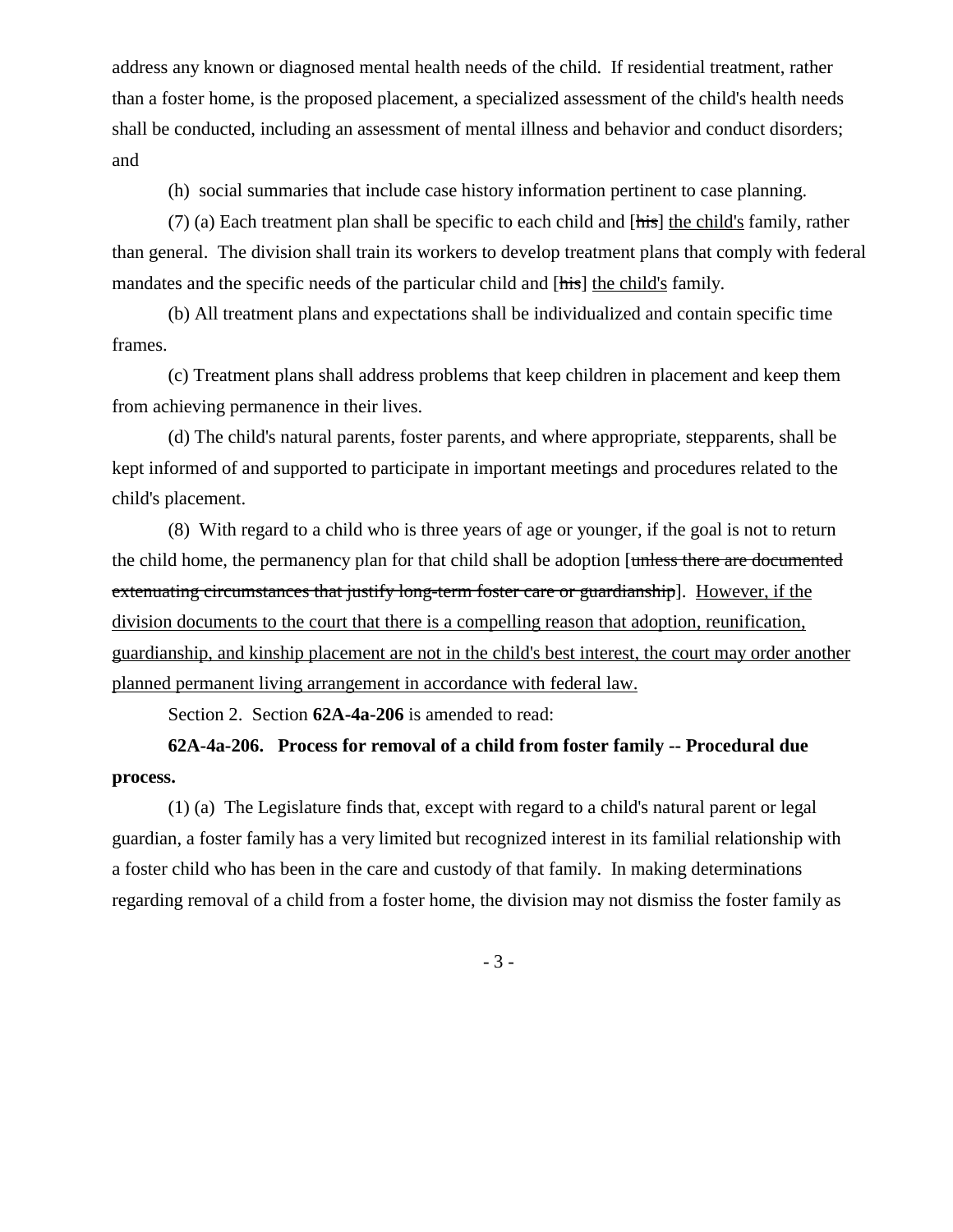address any known or diagnosed mental health needs of the child. If residential treatment, rather than a foster home, is the proposed placement, a specialized assessment of the child's health needs shall be conducted, including an assessment of mental illness and behavior and conduct disorders; and

(h) social summaries that include case history information pertinent to case planning.

(7) (a) Each treatment plan shall be specific to each child and [~~his~~] <u>the child's</u> family, rather than general. The division shall train its workers to develop treatment plans that comply with federal mandates and the specific needs of the particular child and [~~his~~] <u>the child's</u> family.

(b) All treatment plans and expectations shall be individualized and contain specific time frames.

(c) Treatment plans shall address problems that keep children in placement and keep them from achieving permanence in their lives.

(d) The child's natural parents, foster parents, and where appropriate, stepparents, shall be kept informed of and supported to participate in important meetings and procedures related to the child's placement.

(8) With regard to a child who is three years of age or younger, if the goal is not to return the child home, the permanency plan for that child shall be adoption [~~unless there are documented extenuating circumstances that justify long-term foster care or guardianship~~]. <u>However, if the division documents to the court that there is a compelling reason that adoption, reunification, guardianship, and kinship placement are not in the child's best interest, the court may order another planned permanent living arrangement in accordance with federal law.</u>

Section 2. Section **62A-4a-206** is amended to read:

**62A-4a-206. Process for removal of a child from foster family -- Procedural due process.**

(1) (a) The Legislature finds that, except with regard to a child's natural parent or legal guardian, a foster family has a very limited but recognized interest in its familial relationship with a foster child who has been in the care and custody of that family. In making determinations regarding removal of a child from a foster home, the division may not dismiss the foster family as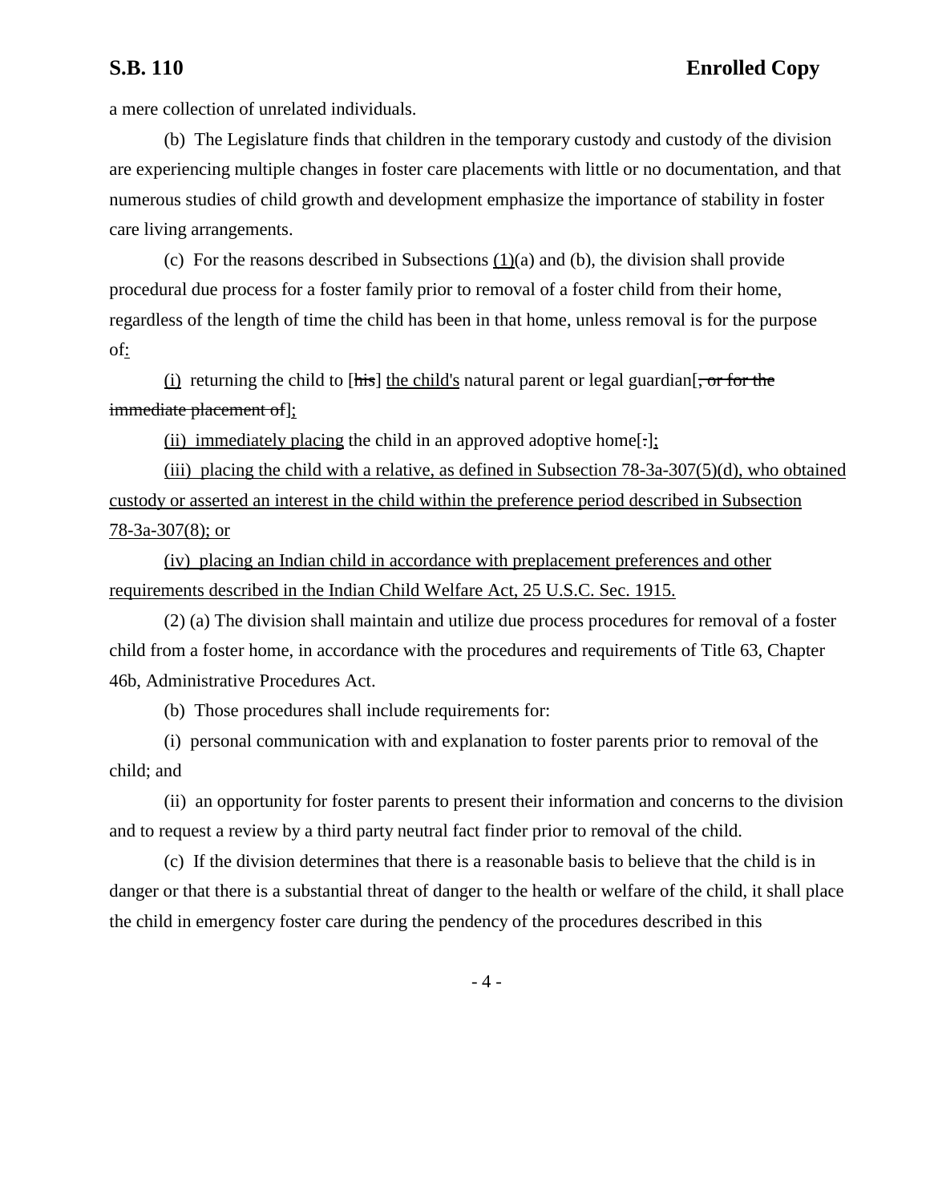a mere collection of unrelated individuals.

(b) The Legislature finds that children in the temporary custody and custody of the division are experiencing multiple changes in foster care placements with little or no documentation, and that numerous studies of child growth and development emphasize the importance of stability in foster care living arrangements.

(c) For the reasons described in Subsections (1)(a) and (b), the division shall provide procedural due process for a foster family prior to removal of a foster child from their home, regardless of the length of time the child has been in that home, unless removal is for the purpose of:

(i) returning the child to [his] the child's natural parent or legal guardian[, or for the immediate placement of];

(ii) immediately placing the child in an approved adoptive home[.];

(iii) placing the child with a relative, as defined in Subsection 78-3a-307(5)(d), who obtained custody or asserted an interest in the child within the preference period described in Subsection 78-3a-307(8); or

(iv) placing an Indian child in accordance with preplacement preferences and other requirements described in the Indian Child Welfare Act, 25 U.S.C. Sec. 1915.

(2) (a) The division shall maintain and utilize due process procedures for removal of a foster child from a foster home, in accordance with the procedures and requirements of Title 63, Chapter 46b, Administrative Procedures Act.

(b) Those procedures shall include requirements for:

(i) personal communication with and explanation to foster parents prior to removal of the child; and

(ii) an opportunity for foster parents to present their information and concerns to the division and to request a review by a third party neutral fact finder prior to removal of the child.

(c) If the division determines that there is a reasonable basis to believe that the child is in danger or that there is a substantial threat of danger to the health or welfare of the child, it shall place the child in emergency foster care during the pendency of the procedures described in this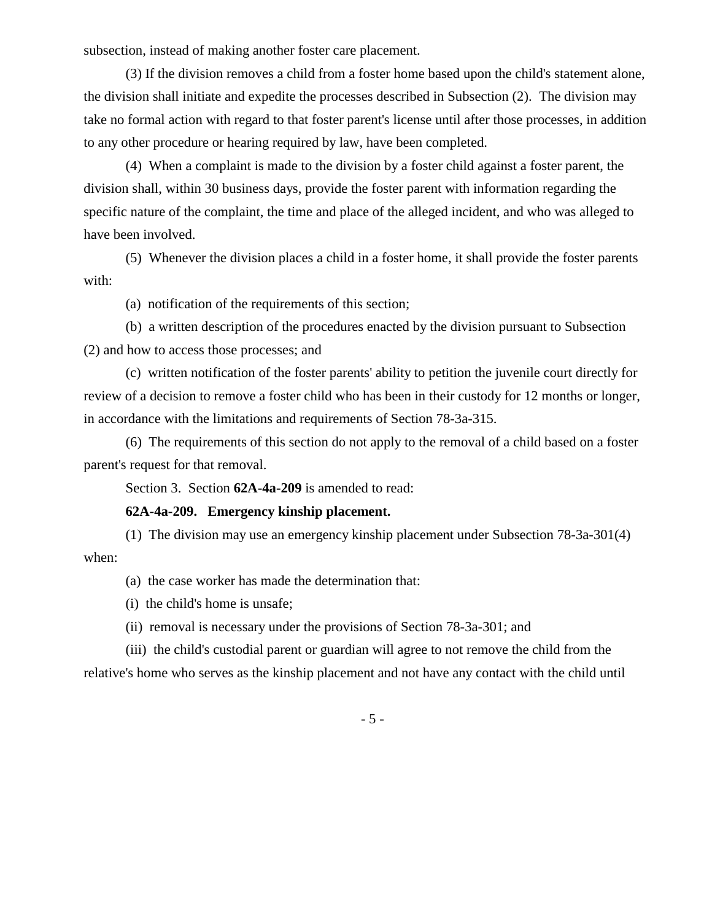subsection, instead of making another foster care placement.

(3) If the division removes a child from a foster home based upon the child's statement alone, the division shall initiate and expedite the processes described in Subsection (2). The division may take no formal action with regard to that foster parent's license until after those processes, in addition to any other procedure or hearing required by law, have been completed.

(4) When a complaint is made to the division by a foster child against a foster parent, the division shall, within 30 business days, provide the foster parent with information regarding the specific nature of the complaint, the time and place of the alleged incident, and who was alleged to have been involved.

(5) Whenever the division places a child in a foster home, it shall provide the foster parents with:

(a) notification of the requirements of this section;

(b) a written description of the procedures enacted by the division pursuant to Subsection (2) and how to access those processes; and

(c) written notification of the foster parents' ability to petition the juvenile court directly for review of a decision to remove a foster child who has been in their custody for 12 months or longer, in accordance with the limitations and requirements of Section 78-3a-315.

(6) The requirements of this section do not apply to the removal of a child based on a foster parent's request for that removal.

Section 3. Section **62A-4a-209** is amended to read:

**62A-4a-209. Emergency kinship placement.**

(1) The division may use an emergency kinship placement under Subsection 78-3a-301(4) when:

(a) the case worker has made the determination that:

(i) the child's home is unsafe;

(ii) removal is necessary under the provisions of Section 78-3a-301; and

(iii) the child's custodial parent or guardian will agree to not remove the child from the relative's home who serves as the kinship placement and not have any contact with the child until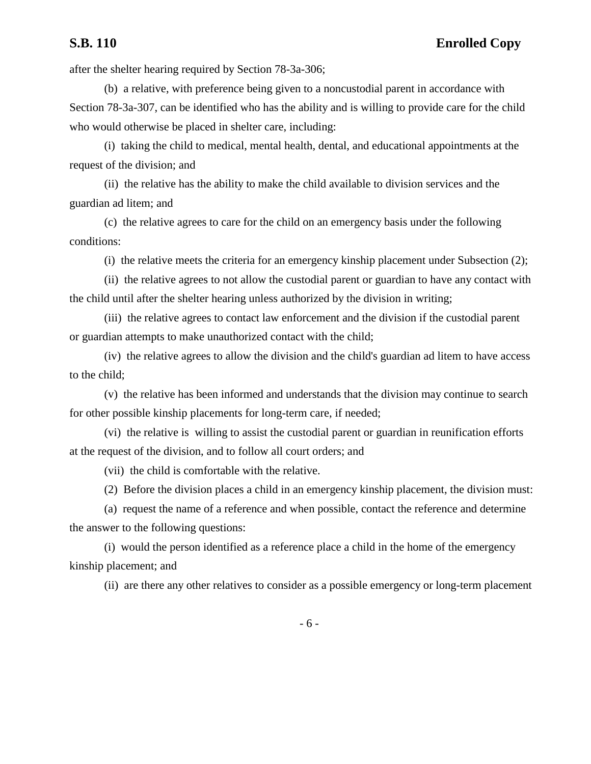after the shelter hearing required by Section 78-3a-306;

(b) a relative, with preference being given to a noncustodial parent in accordance with Section 78-3a-307, can be identified who has the ability and is willing to provide care for the child who would otherwise be placed in shelter care, including:

(i) taking the child to medical, mental health, dental, and educational appointments at the request of the division; and

(ii) the relative has the ability to make the child available to division services and the guardian ad litem; and

(c) the relative agrees to care for the child on an emergency basis under the following conditions:

(i) the relative meets the criteria for an emergency kinship placement under Subsection (2);

(ii) the relative agrees to not allow the custodial parent or guardian to have any contact with the child until after the shelter hearing unless authorized by the division in writing;

(iii) the relative agrees to contact law enforcement and the division if the custodial parent or guardian attempts to make unauthorized contact with the child;

(iv) the relative agrees to allow the division and the child's guardian ad litem to have access to the child;

(v) the relative has been informed and understands that the division may continue to search for other possible kinship placements for long-term care, if needed;

(vi) the relative is willing to assist the custodial parent or guardian in reunification efforts at the request of the division, and to follow all court orders; and

(vii) the child is comfortable with the relative.

(2) Before the division places a child in an emergency kinship placement, the division must:

(a) request the name of a reference and when possible, contact the reference and determine the answer to the following questions:

(i) would the person identified as a reference place a child in the home of the emergency kinship placement; and

(ii) are there any other relatives to consider as a possible emergency or long-term placement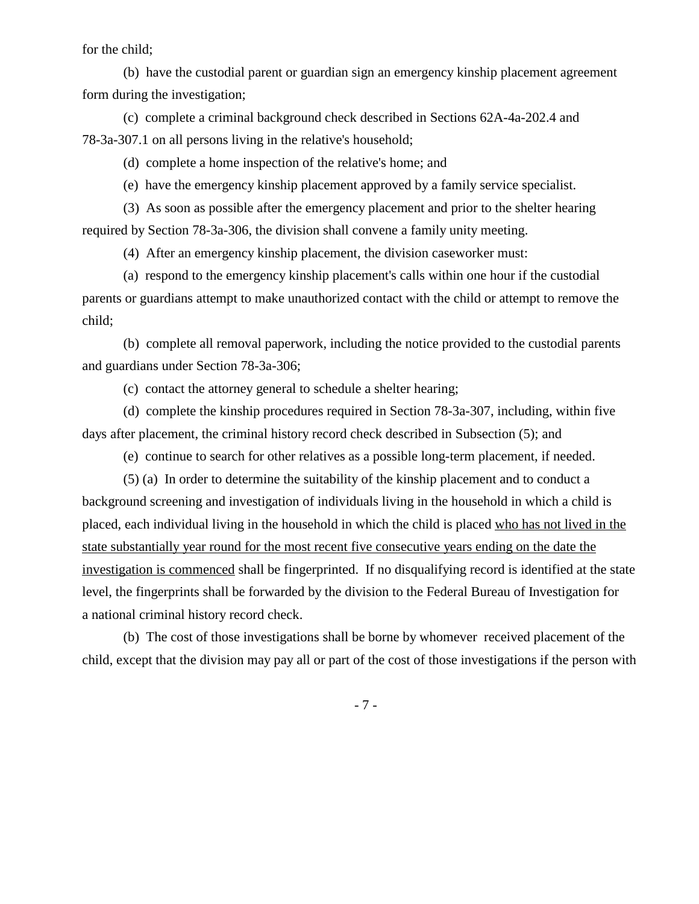for the child;

(b) have the custodial parent or guardian sign an emergency kinship placement agreement form during the investigation;

(c) complete a criminal background check described in Sections 62A-4a-202.4 and 78-3a-307.1 on all persons living in the relative's household;

(d) complete a home inspection of the relative's home; and

(e) have the emergency kinship placement approved by a family service specialist.

(3) As soon as possible after the emergency placement and prior to the shelter hearing required by Section 78-3a-306, the division shall convene a family unity meeting.

(4) After an emergency kinship placement, the division caseworker must:

(a) respond to the emergency kinship placement's calls within one hour if the custodial parents or guardians attempt to make unauthorized contact with the child or attempt to remove the child;

(b) complete all removal paperwork, including the notice provided to the custodial parents and guardians under Section 78-3a-306;

(c) contact the attorney general to schedule a shelter hearing;

(d) complete the kinship procedures required in Section 78-3a-307, including, within five days after placement, the criminal history record check described in Subsection (5); and

(e) continue to search for other relatives as a possible long-term placement, if needed.

(5) (a) In order to determine the suitability of the kinship placement and to conduct a background screening and investigation of individuals living in the household in which a child is placed, each individual living in the household in which the child is placed <u>who has not lived in the state substantially year round for the most recent five consecutive years ending on the date the investigation is commenced</u> shall be fingerprinted. If no disqualifying record is identified at the state level, the fingerprints shall be forwarded by the division to the Federal Bureau of Investigation for a national criminal history record check.

(b) The cost of those investigations shall be borne by whomever received placement of the child, except that the division may pay all or part of the cost of those investigations if the person with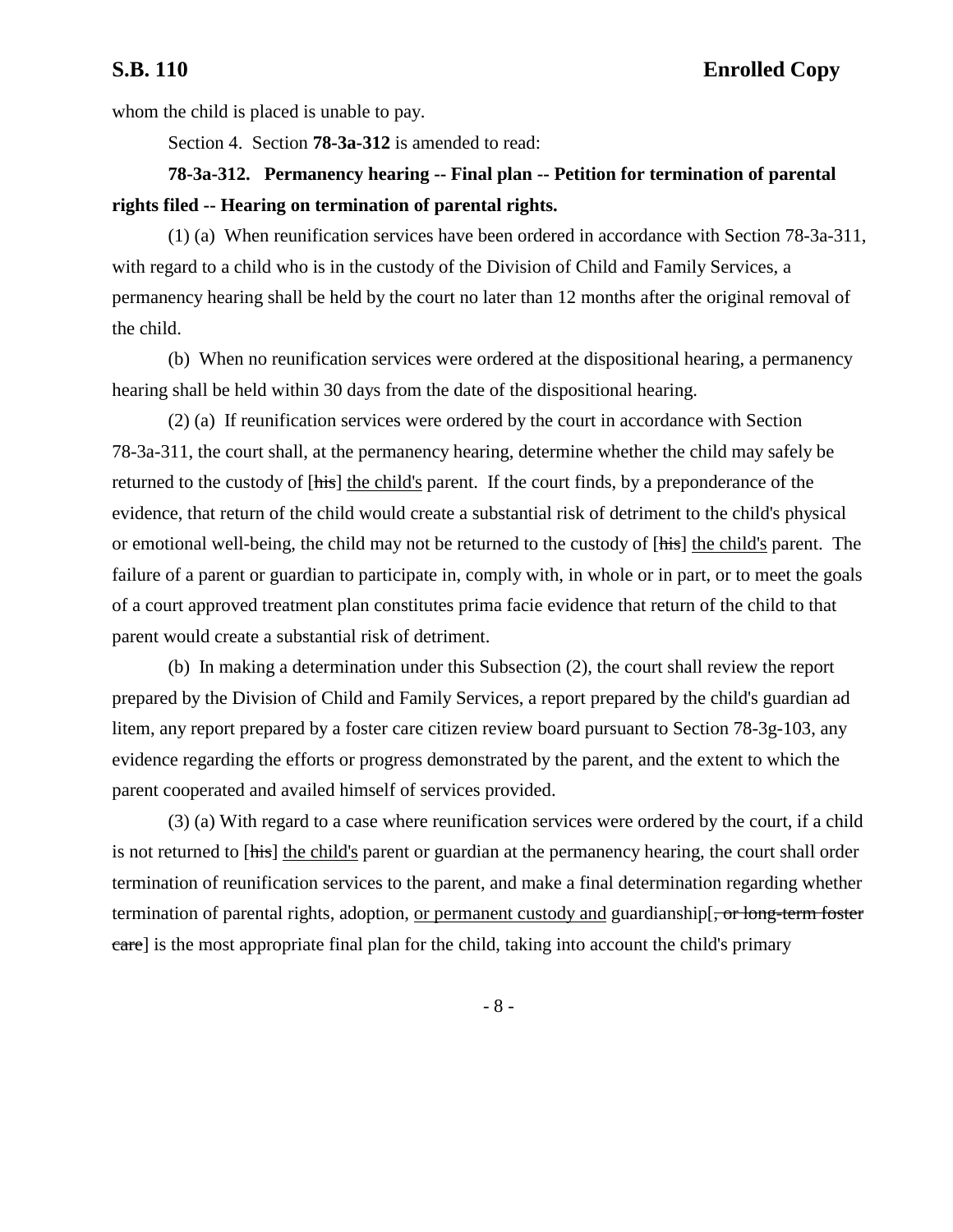whom the child is placed is unable to pay.

Section 4. Section **78-3a-312** is amended to read:

**78-3a-312. Permanency hearing -- Final plan -- Petition for termination of parental rights filed -- Hearing on termination of parental rights.**

(1) (a) When reunification services have been ordered in accordance with Section 78-3a-311, with regard to a child who is in the custody of the Division of Child and Family Services, a permanency hearing shall be held by the court no later than 12 months after the original removal of the child.

(b) When no reunification services were ordered at the dispositional hearing, a permanency hearing shall be held within 30 days from the date of the dispositional hearing.

(2) (a) If reunification services were ordered by the court in accordance with Section 78-3a-311, the court shall, at the permanency hearing, determine whether the child may safely be returned to the custody of [~~his~~] <u>the child's</u> parent. If the court finds, by a preponderance of the evidence, that return of the child would create a substantial risk of detriment to the child's physical or emotional well-being, the child may not be returned to the custody of [~~his~~] <u>the child's</u> parent. The failure of a parent or guardian to participate in, comply with, in whole or in part, or to meet the goals of a court approved treatment plan constitutes prima facie evidence that return of the child to that parent would create a substantial risk of detriment.

(b) In making a determination under this Subsection (2), the court shall review the report prepared by the Division of Child and Family Services, a report prepared by the child's guardian ad litem, any report prepared by a foster care citizen review board pursuant to Section 78-3g-103, any evidence regarding the efforts or progress demonstrated by the parent, and the extent to which the parent cooperated and availed himself of services provided.

(3) (a) With regard to a case where reunification services were ordered by the court, if a child is not returned to [~~his~~] <u>the child's</u> parent or guardian at the permanency hearing, the court shall order termination of reunification services to the parent, and make a final determination regarding whether termination of parental rights, adoption, <u>or permanent custody and</u> guardianship[~~, or long-term foster care~~] is the most appropriate final plan for the child, taking into account the child's primary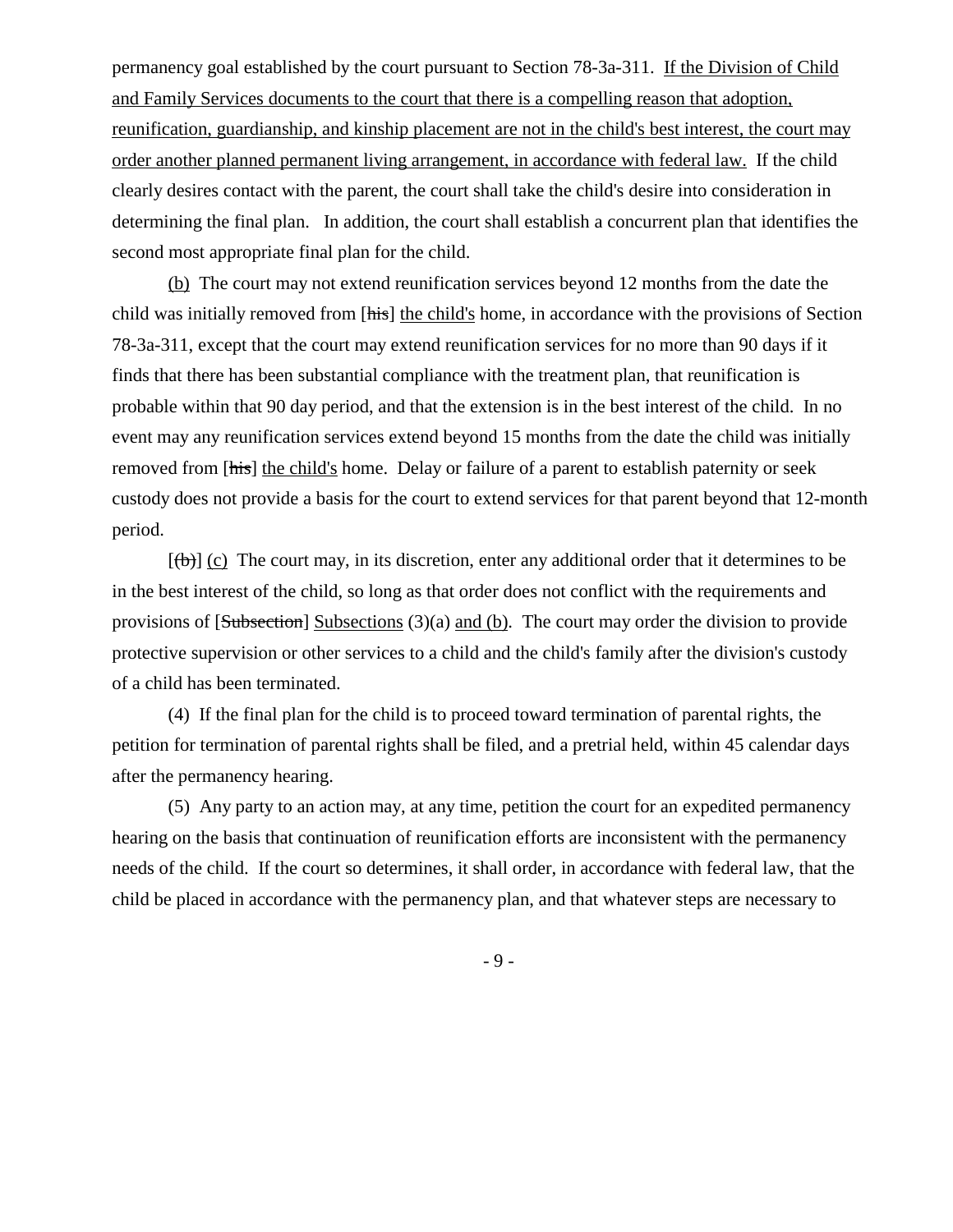permanency goal established by the court pursuant to Section 78-3a-311. If the Division of Child and Family Services documents to the court that there is a compelling reason that adoption, reunification, guardianship, and kinship placement are not in the child's best interest, the court may order another planned permanent living arrangement, in accordance with federal law. If the child clearly desires contact with the parent, the court shall take the child's desire into consideration in determining the final plan. In addition, the court shall establish a concurrent plan that identifies the second most appropriate final plan for the child.

(b) The court may not extend reunification services beyond 12 months from the date the child was initially removed from [~~his~~] the child's home, in accordance with the provisions of Section 78-3a-311, except that the court may extend reunification services for no more than 90 days if it finds that there has been substantial compliance with the treatment plan, that reunification is probable within that 90 day period, and that the extension is in the best interest of the child. In no event may any reunification services extend beyond 15 months from the date the child was initially removed from [~~his~~] the child's home. Delay or failure of a parent to establish paternity or seek custody does not provide a basis for the court to extend services for that parent beyond that 12-month period.

[~~(b)~~] (c) The court may, in its discretion, enter any additional order that it determines to be in the best interest of the child, so long as that order does not conflict with the requirements and provisions of [~~Subsection~~] Subsections (3)(a) and (b). The court may order the division to provide protective supervision or other services to a child and the child's family after the division's custody of a child has been terminated.

(4) If the final plan for the child is to proceed toward termination of parental rights, the petition for termination of parental rights shall be filed, and a pretrial held, within 45 calendar days after the permanency hearing.

(5) Any party to an action may, at any time, petition the court for an expedited permanency hearing on the basis that continuation of reunification efforts are inconsistent with the permanency needs of the child. If the court so determines, it shall order, in accordance with federal law, that the child be placed in accordance with the permanency plan, and that whatever steps are necessary to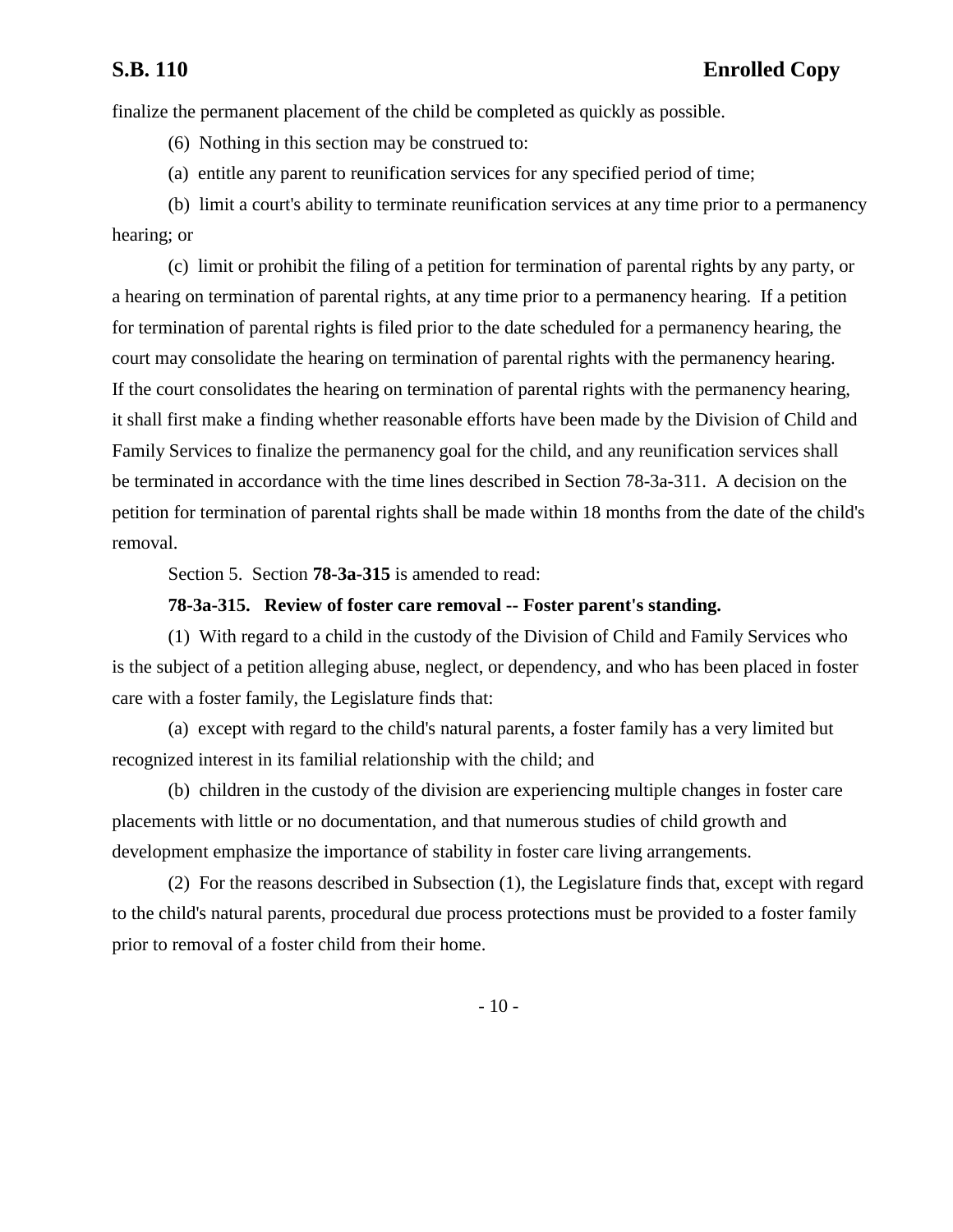finalize the permanent placement of the child be completed as quickly as possible.

(6) Nothing in this section may be construed to:

(a) entitle any parent to reunification services for any specified period of time;

(b) limit a court's ability to terminate reunification services at any time prior to a permanency hearing; or

(c) limit or prohibit the filing of a petition for termination of parental rights by any party, or a hearing on termination of parental rights, at any time prior to a permanency hearing. If a petition for termination of parental rights is filed prior to the date scheduled for a permanency hearing, the court may consolidate the hearing on termination of parental rights with the permanency hearing. If the court consolidates the hearing on termination of parental rights with the permanency hearing, it shall first make a finding whether reasonable efforts have been made by the Division of Child and Family Services to finalize the permanency goal for the child, and any reunification services shall be terminated in accordance with the time lines described in Section 78-3a-311. A decision on the petition for termination of parental rights shall be made within 18 months from the date of the child's removal.

Section 5. Section **78-3a-315** is amended to read:

**78-3a-315. Review of foster care removal -- Foster parent's standing.**

(1) With regard to a child in the custody of the Division of Child and Family Services who is the subject of a petition alleging abuse, neglect, or dependency, and who has been placed in foster care with a foster family, the Legislature finds that:

(a) except with regard to the child's natural parents, a foster family has a very limited but recognized interest in its familial relationship with the child; and

(b) children in the custody of the division are experiencing multiple changes in foster care placements with little or no documentation, and that numerous studies of child growth and development emphasize the importance of stability in foster care living arrangements.

(2) For the reasons described in Subsection (1), the Legislature finds that, except with regard to the child's natural parents, procedural due process protections must be provided to a foster family prior to removal of a foster child from their home.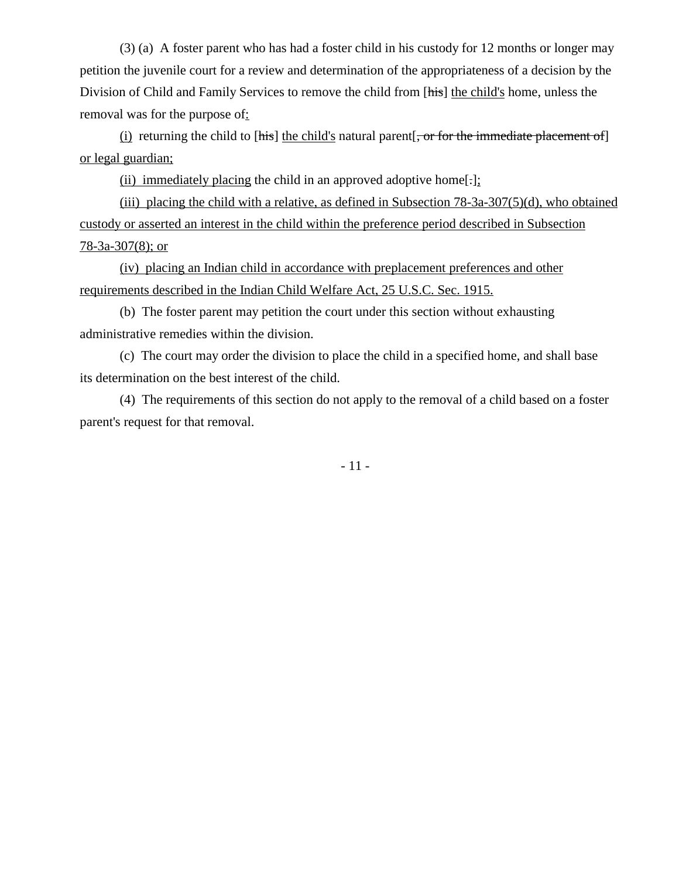(3) (a) A foster parent who has had a foster child in his custody for 12 months or longer may petition the juvenile court for a review and determination of the appropriateness of a decision by the Division of Child and Family Services to remove the child from [his] the child's home, unless the removal was for the purpose of:

(i) returning the child to [his] the child's natural parent[, or for the immediate placement of] or legal guardian;

(ii) immediately placing the child in an approved adoptive home[.];

(iii) placing the child with a relative, as defined in Subsection 78-3a-307(5)(d), who obtained custody or asserted an interest in the child within the preference period described in Subsection 78-3a-307(8); or

(iv) placing an Indian child in accordance with preplacement preferences and other requirements described in the Indian Child Welfare Act, 25 U.S.C. Sec. 1915.

(b) The foster parent may petition the court under this section without exhausting administrative remedies within the division.

(c) The court may order the division to place the child in a specified home, and shall base its determination on the best interest of the child.

(4) The requirements of this section do not apply to the removal of a child based on a foster parent's request for that removal.